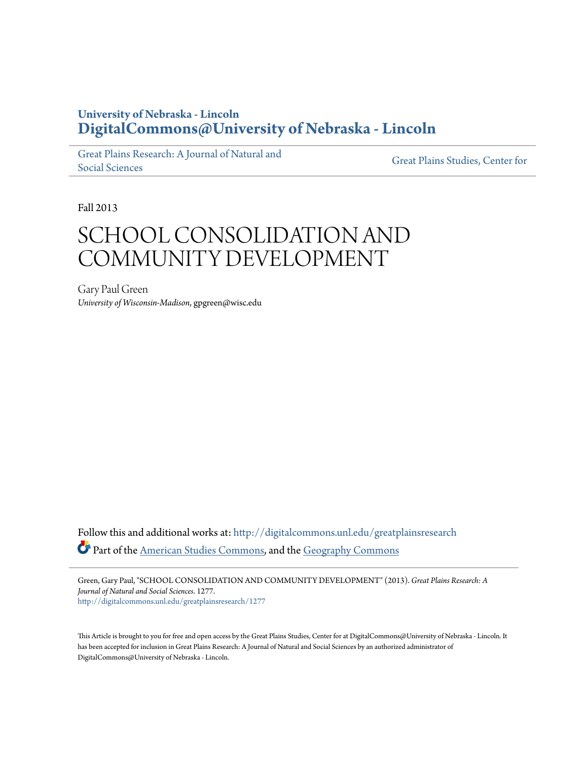**University of Nebraska - Lincoln**
**DigitalCommons@University of Nebraska - Lincoln**

Great Plains Research: A Journal of Natural and Social Sciences | Great Plains Studies, Center for

Fall 2013

# SCHOOL CONSOLIDATION AND COMMUNITY DEVELOPMENT

Gary Paul Green
*University of Wisconsin-Madison*, gpgreen@wisc.edu

Follow this and additional works at: http://digitalcommons.unl.edu/greatplainsresearch

Part of the American Studies Commons, and the Geography Commons

Green, Gary Paul, "SCHOOL CONSOLIDATION AND COMMUNITY DEVELOPMENT" (2013). *Great Plains Research: A Journal of Natural and Social Sciences*. 1277.
http://digitalcommons.unl.edu/greatplainsresearch/1277

This Article is brought to you for free and open access by the Great Plains Studies, Center for at DigitalCommons@University of Nebraska - Lincoln. It has been accepted for inclusion in Great Plains Research: A Journal of Natural and Social Sciences by an authorized administrator of DigitalCommons@University of Nebraska - Lincoln.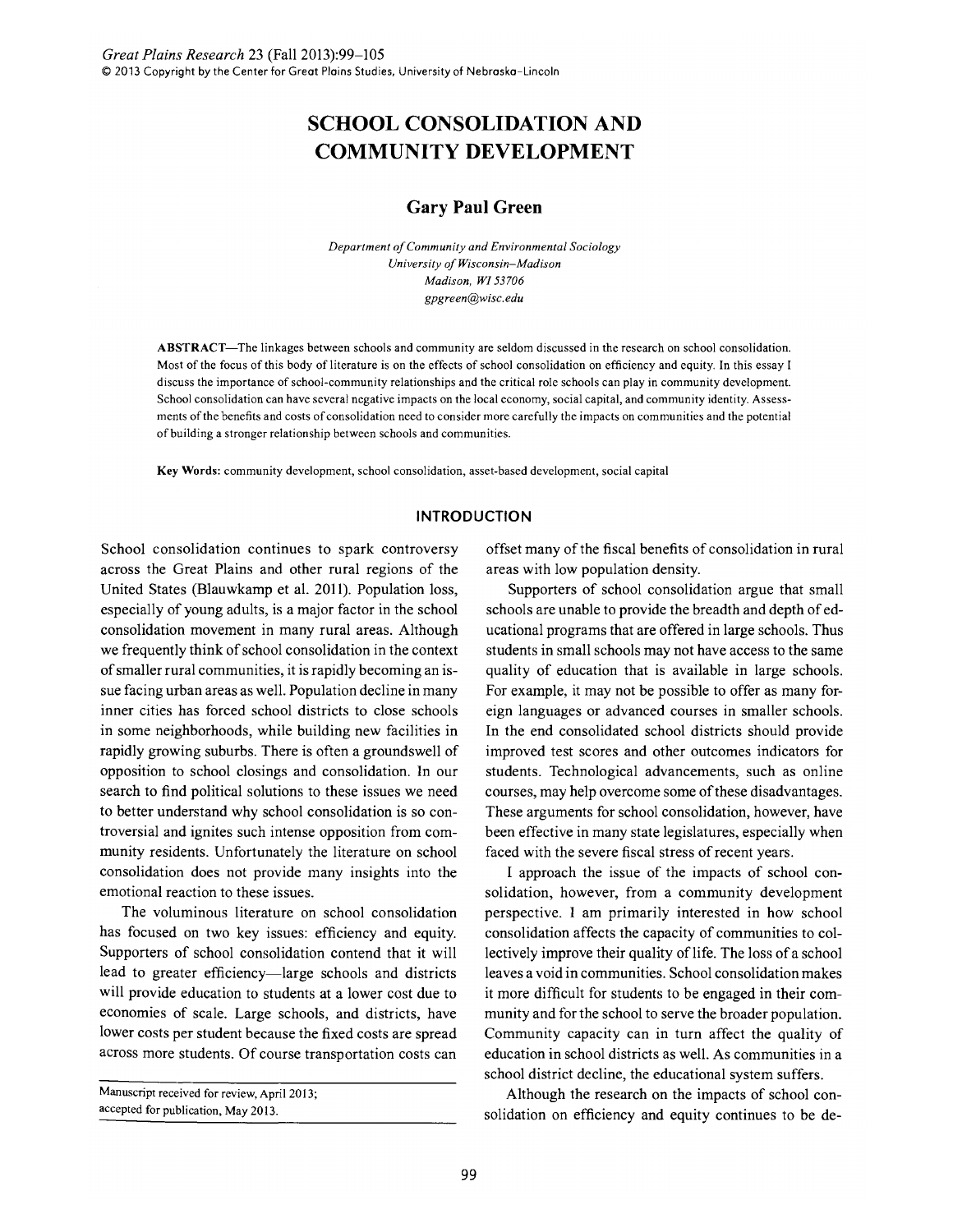# SCHOOL CONSOLIDATION AND COMMUNITY DEVELOPMENT

## Gary Paul Green

*Department of Community and Environmental Sociology*
*University of Wisconsin–Madison*
*Madison, WI 53706*
*gpgreen@wisc.edu*

**ABSTRACT**—The linkages between schools and community are seldom discussed in the research on school consolidation. Most of the focus of this body of literature is on the effects of school consolidation on efficiency and equity. In this essay I discuss the importance of school-community relationships and the critical role schools can play in community development. School consolidation can have several negative impacts on the local economy, social capital, and community identity. Assessments of the benefits and costs of consolidation need to consider more carefully the impacts on communities and the potential of building a stronger relationship between schools and communities.

**Key Words:** community development, school consolidation, asset-based development, social capital

## INTRODUCTION

School consolidation continues to spark controversy across the Great Plains and other rural regions of the United States (Blauwkamp et al. 2011). Population loss, especially of young adults, is a major factor in the school consolidation movement in many rural areas. Although we frequently think of school consolidation in the context of smaller rural communities, it is rapidly becoming an issue facing urban areas as well. Population decline in many inner cities has forced school districts to close schools in some neighborhoods, while building new facilities in rapidly growing suburbs. There is often a groundswell of opposition to school closings and consolidation. In our search to find political solutions to these issues we need to better understand why school consolidation is so controversial and ignites such intense opposition from community residents. Unfortunately the literature on school consolidation does not provide many insights into the emotional reaction to these issues.

The voluminous literature on school consolidation has focused on two key issues: efficiency and equity. Supporters of school consolidation contend that it will lead to greater efficiency—large schools and districts will provide education to students at a lower cost due to economies of scale. Large schools, and districts, have lower costs per student because the fixed costs are spread across more students. Of course transportation costs can offset many of the fiscal benefits of consolidation in rural areas with low population density.

Supporters of school consolidation argue that small schools are unable to provide the breadth and depth of educational programs that are offered in large schools. Thus students in small schools may not have access to the same quality of education that is available in large schools. For example, it may not be possible to offer as many foreign languages or advanced courses in smaller schools. In the end consolidated school districts should provide improved test scores and other outcomes indicators for students. Technological advancements, such as online courses, may help overcome some of these disadvantages. These arguments for school consolidation, however, have been effective in many state legislatures, especially when faced with the severe fiscal stress of recent years.

I approach the issue of the impacts of school consolidation, however, from a community development perspective. I am primarily interested in how school consolidation affects the capacity of communities to collectively improve their quality of life. The loss of a school leaves a void in communities. School consolidation makes it more difficult for students to be engaged in their community and for the school to serve the broader population. Community capacity can in turn affect the quality of education in school districts as well. As communities in a school district decline, the educational system suffers.

Although the research on the impacts of school consolidation on efficiency and equity continues to be de-

Manuscript received for review, April 2013;
accepted for publication, May 2013.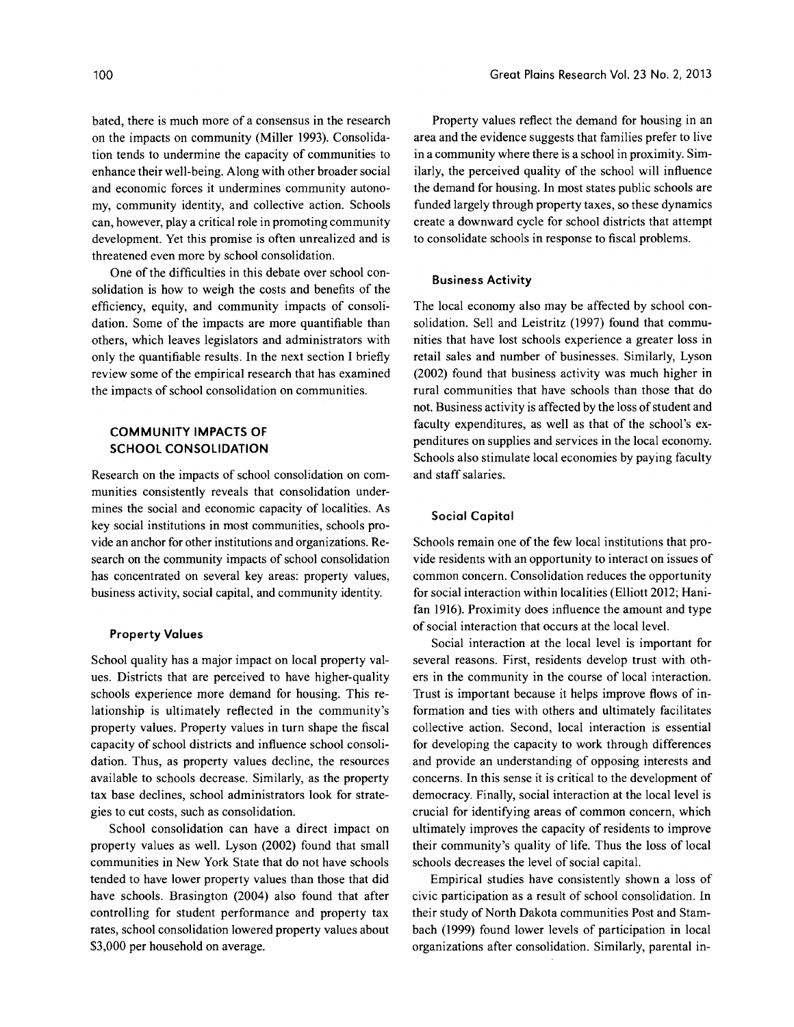bated, there is much more of a consensus in the research on the impacts on community (Miller 1993). Consolidation tends to undermine the capacity of communities to enhance their well-being. Along with other broader social and economic forces it undermines community autonomy, community identity, and collective action. Schools can, however, play a critical role in promoting community development. Yet this promise is often unrealized and is threatened even more by school consolidation.

One of the difficulties in this debate over school consolidation is how to weigh the costs and benefits of the efficiency, equity, and community impacts of consolidation. Some of the impacts are more quantifiable than others, which leaves legislators and administrators with only the quantifiable results. In the next section I briefly review some of the empirical research that has examined the impacts of school consolidation on communities.

## COMMUNITY IMPACTS OF SCHOOL CONSOLIDATION

Research on the impacts of school consolidation on communities consistently reveals that consolidation undermines the social and economic capacity of localities. As key social institutions in most communities, schools provide an anchor for other institutions and organizations. Research on the community impacts of school consolidation has concentrated on several key areas: property values, business activity, social capital, and community identity.

### Property Values

School quality has a major impact on local property values. Districts that are perceived to have higher-quality schools experience more demand for housing. This relationship is ultimately reflected in the community's property values. Property values in turn shape the fiscal capacity of school districts and influence school consolidation. Thus, as property values decline, the resources available to schools decrease. Similarly, as the property tax base declines, school administrators look for strategies to cut costs, such as consolidation.

School consolidation can have a direct impact on property values as well. Lyson (2002) found that small communities in New York State that do not have schools tended to have lower property values than those that did have schools. Brasington (2004) also found that after controlling for student performance and property tax rates, school consolidation lowered property values about $3,000 per household on average.

Property values reflect the demand for housing in an area and the evidence suggests that families prefer to live in a community where there is a school in proximity. Similarly, the perceived quality of the school will influence the demand for housing. In most states public schools are funded largely through property taxes, so these dynamics create a downward cycle for school districts that attempt to consolidate schools in response to fiscal problems.

### Business Activity

The local economy also may be affected by school consolidation. Sell and Leistritz (1997) found that communities that have lost schools experience a greater loss in retail sales and number of businesses. Similarly, Lyson (2002) found that business activity was much higher in rural communities that have schools than those that do not. Business activity is affected by the loss of student and faculty expenditures, as well as that of the school's expenditures on supplies and services in the local economy. Schools also stimulate local economies by paying faculty and staff salaries.

### Social Capital

Schools remain one of the few local institutions that provide residents with an opportunity to interact on issues of common concern. Consolidation reduces the opportunity for social interaction within localities (Elliott 2012; Hanifan 1916). Proximity does influence the amount and type of social interaction that occurs at the local level.

Social interaction at the local level is important for several reasons. First, residents develop trust with others in the community in the course of local interaction. Trust is important because it helps improve flows of information and ties with others and ultimately facilitates collective action. Second, local interaction is essential for developing the capacity to work through differences and provide an understanding of opposing interests and concerns. In this sense it is critical to the development of democracy. Finally, social interaction at the local level is crucial for identifying areas of common concern, which ultimately improves the capacity of residents to improve their community's quality of life. Thus the loss of local schools decreases the level of social capital.

Empirical studies have consistently shown a loss of civic participation as a result of school consolidation. In their study of North Dakota communities Post and Stambach (1999) found lower levels of participation in local organizations after consolidation. Similarly, parental in-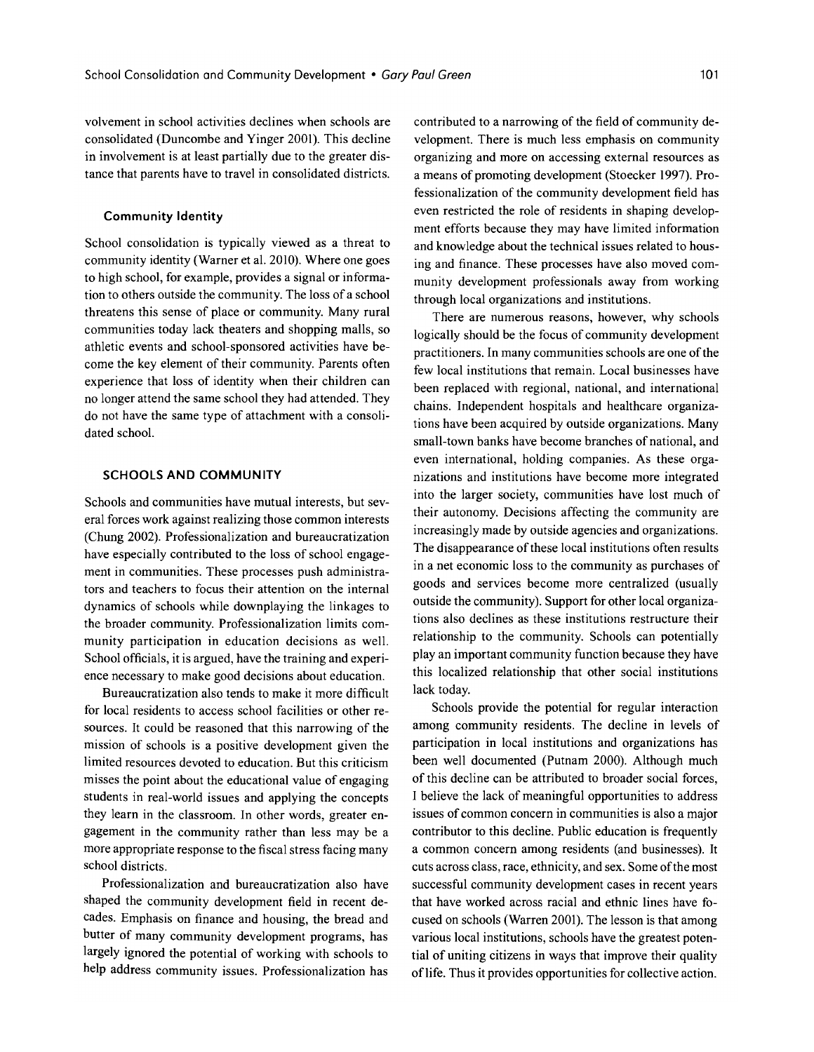volvement in school activities declines when schools are consolidated (Duncombe and Yinger 2001). This decline in involvement is at least partially due to the greater distance that parents have to travel in consolidated districts.

### Community Identity

School consolidation is typically viewed as a threat to community identity (Warner et al. 2010). Where one goes to high school, for example, provides a signal or information to others outside the community. The loss of a school threatens this sense of place or community. Many rural communities today lack theaters and shopping malls, so athletic events and school-sponsored activities have become the key element of their community. Parents often experience that loss of identity when their children can no longer attend the same school they had attended. They do not have the same type of attachment with a consolidated school.

## SCHOOLS AND COMMUNITY

Schools and communities have mutual interests, but several forces work against realizing those common interests (Chung 2002). Professionalization and bureaucratization have especially contributed to the loss of school engagement in communities. These processes push administrators and teachers to focus their attention on the internal dynamics of schools while downplaying the linkages to the broader community. Professionalization limits community participation in education decisions as well. School officials, it is argued, have the training and experience necessary to make good decisions about education.

Bureaucratization also tends to make it more difficult for local residents to access school facilities or other resources. It could be reasoned that this narrowing of the mission of schools is a positive development given the limited resources devoted to education. But this criticism misses the point about the educational value of engaging students in real-world issues and applying the concepts they learn in the classroom. In other words, greater engagement in the community rather than less may be a more appropriate response to the fiscal stress facing many school districts.

Professionalization and bureaucratization also have shaped the community development field in recent decades. Emphasis on finance and housing, the bread and butter of many community development programs, has largely ignored the potential of working with schools to help address community issues. Professionalization has contributed to a narrowing of the field of community development. There is much less emphasis on community organizing and more on accessing external resources as a means of promoting development (Stoecker 1997). Professionalization of the community development field has even restricted the role of residents in shaping development efforts because they may have limited information and knowledge about the technical issues related to housing and finance. These processes have also moved community development professionals away from working through local organizations and institutions.

There are numerous reasons, however, why schools logically should be the focus of community development practitioners. In many communities schools are one of the few local institutions that remain. Local businesses have been replaced with regional, national, and international chains. Independent hospitals and healthcare organizations have been acquired by outside organizations. Many small-town banks have become branches of national, and even international, holding companies. As these organizations and institutions have become more integrated into the larger society, communities have lost much of their autonomy. Decisions affecting the community are increasingly made by outside agencies and organizations. The disappearance of these local institutions often results in a net economic loss to the community as purchases of goods and services become more centralized (usually outside the community). Support for other local organizations also declines as these institutions restructure their relationship to the community. Schools can potentially play an important community function because they have this localized relationship that other social institutions lack today.

Schools provide the potential for regular interaction among community residents. The decline in levels of participation in local institutions and organizations has been well documented (Putnam 2000). Although much of this decline can be attributed to broader social forces, I believe the lack of meaningful opportunities to address issues of common concern in communities is also a major contributor to this decline. Public education is frequently a common concern among residents (and businesses). It cuts across class, race, ethnicity, and sex. Some of the most successful community development cases in recent years that have worked across racial and ethnic lines have focused on schools (Warren 2001). The lesson is that among various local institutions, schools have the greatest potential of uniting citizens in ways that improve their quality of life. Thus it provides opportunities for collective action.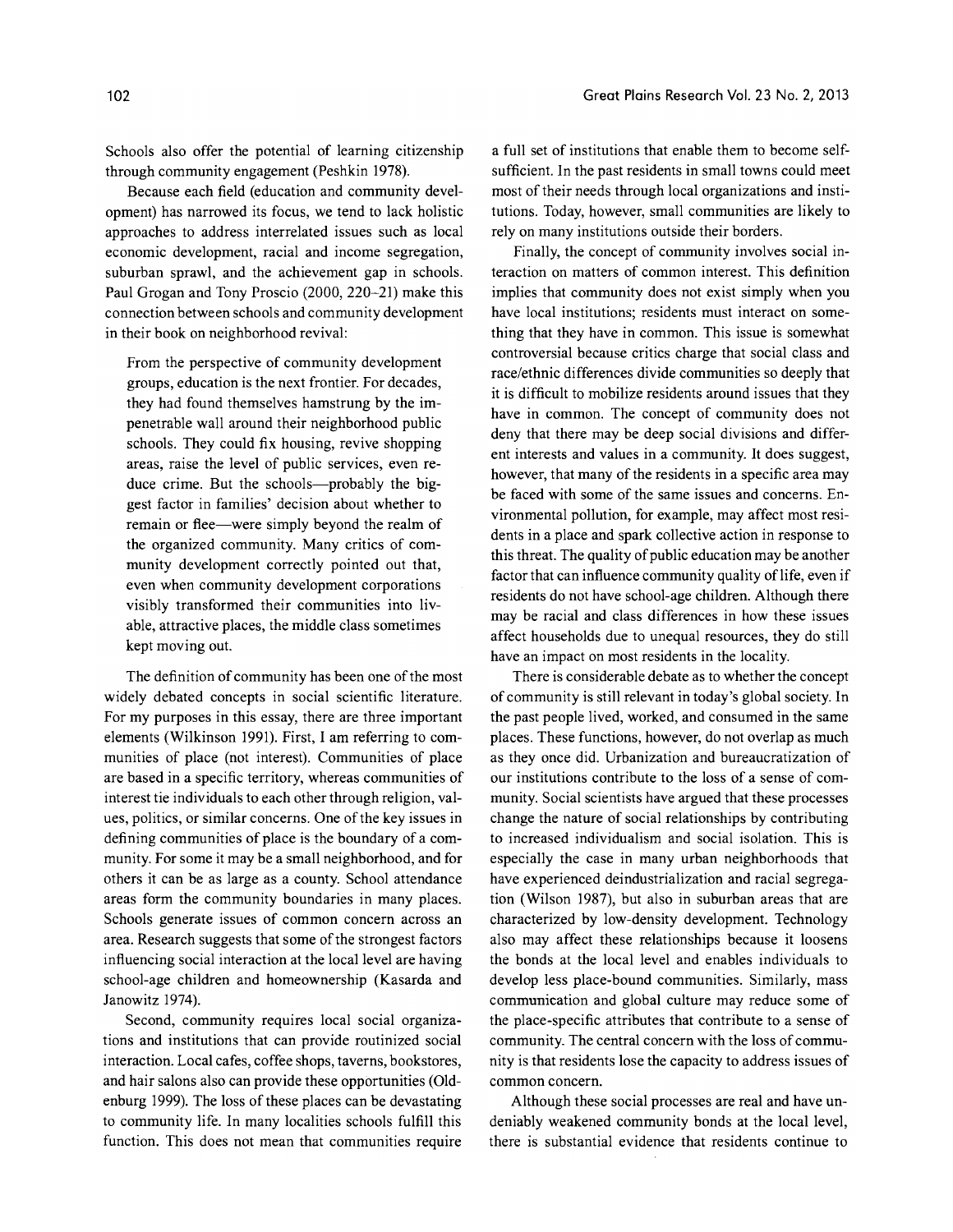Schools also offer the potential of learning citizenship through community engagement (Peshkin 1978).

Because each field (education and community development) has narrowed its focus, we tend to lack holistic approaches to address interrelated issues such as local economic development, racial and income segregation, suburban sprawl, and the achievement gap in schools. Paul Grogan and Tony Proscio (2000, 220–21) make this connection between schools and community development in their book on neighborhood revival:

> From the perspective of community development groups, education is the next frontier. For decades, they had found themselves hamstrung by the impenetrable wall around their neighborhood public schools. They could fix housing, revive shopping areas, raise the level of public services, even reduce crime. But the schools—probably the biggest factor in families' decision about whether to remain or flee—were simply beyond the realm of the organized community. Many critics of community development correctly pointed out that, even when community development corporations visibly transformed their communities into livable, attractive places, the middle class sometimes kept moving out.

The definition of community has been one of the most widely debated concepts in social scientific literature. For my purposes in this essay, there are three important elements (Wilkinson 1991). First, I am referring to communities of place (not interest). Communities of place are based in a specific territory, whereas communities of interest tie individuals to each other through religion, values, politics, or similar concerns. One of the key issues in defining communities of place is the boundary of a community. For some it may be a small neighborhood, and for others it can be as large as a county. School attendance areas form the community boundaries in many places. Schools generate issues of common concern across an area. Research suggests that some of the strongest factors influencing social interaction at the local level are having school-age children and homeownership (Kasarda and Janowitz 1974).

Second, community requires local social organizations and institutions that can provide routinized social interaction. Local cafes, coffee shops, taverns, bookstores, and hair salons also can provide these opportunities (Oldenburg 1999). The loss of these places can be devastating to community life. In many localities schools fulfill this function. This does not mean that communities require a full set of institutions that enable them to become self-sufficient. In the past residents in small towns could meet most of their needs through local organizations and institutions. Today, however, small communities are likely to rely on many institutions outside their borders.

Finally, the concept of community involves social interaction on matters of common interest. This definition implies that community does not exist simply when you have local institutions; residents must interact on something that they have in common. This issue is somewhat controversial because critics charge that social class and race/ethnic differences divide communities so deeply that it is difficult to mobilize residents around issues that they have in common. The concept of community does not deny that there may be deep social divisions and different interests and values in a community. It does suggest, however, that many of the residents in a specific area may be faced with some of the same issues and concerns. Environmental pollution, for example, may affect most residents in a place and spark collective action in response to this threat. The quality of public education may be another factor that can influence community quality of life, even if residents do not have school-age children. Although there may be racial and class differences in how these issues affect households due to unequal resources, they do still have an impact on most residents in the locality.

There is considerable debate as to whether the concept of community is still relevant in today's global society. In the past people lived, worked, and consumed in the same places. These functions, however, do not overlap as much as they once did. Urbanization and bureaucratization of our institutions contribute to the loss of a sense of community. Social scientists have argued that these processes change the nature of social relationships by contributing to increased individualism and social isolation. This is especially the case in many urban neighborhoods that have experienced deindustrialization and racial segregation (Wilson 1987), but also in suburban areas that are characterized by low-density development. Technology also may affect these relationships because it loosens the bonds at the local level and enables individuals to develop less place-bound communities. Similarly, mass communication and global culture may reduce some of the place-specific attributes that contribute to a sense of community. The central concern with the loss of community is that residents lose the capacity to address issues of common concern.

Although these social processes are real and have undeniably weakened community bonds at the local level, there is substantial evidence that residents continue to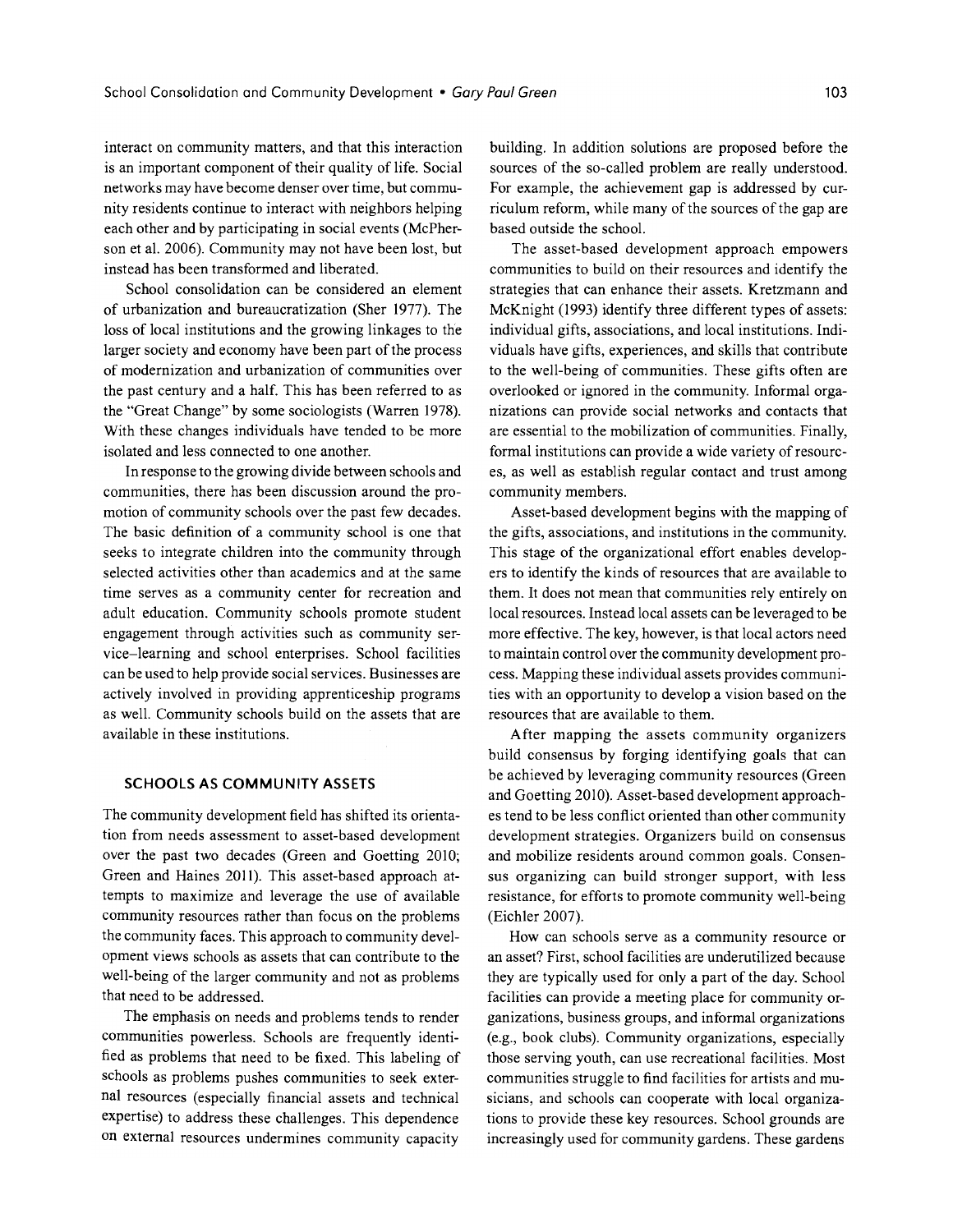interact on community matters, and that this interaction is an important component of their quality of life. Social networks may have become denser over time, but community residents continue to interact with neighbors helping each other and by participating in social events (McPherson et al. 2006). Community may not have been lost, but instead has been transformed and liberated.

School consolidation can be considered an element of urbanization and bureaucratization (Sher 1977). The loss of local institutions and the growing linkages to the larger society and economy have been part of the process of modernization and urbanization of communities over the past century and a half. This has been referred to as the "Great Change" by some sociologists (Warren 1978). With these changes individuals have tended to be more isolated and less connected to one another.

In response to the growing divide between schools and communities, there has been discussion around the promotion of community schools over the past few decades. The basic definition of a community school is one that seeks to integrate children into the community through selected activities other than academics and at the same time serves as a community center for recreation and adult education. Community schools promote student engagement through activities such as community service–learning and school enterprises. School facilities can be used to help provide social services. Businesses are actively involved in providing apprenticeship programs as well. Community schools build on the assets that are available in these institutions.

## SCHOOLS AS COMMUNITY ASSETS

The community development field has shifted its orientation from needs assessment to asset-based development over the past two decades (Green and Goetting 2010; Green and Haines 2011). This asset-based approach attempts to maximize and leverage the use of available community resources rather than focus on the problems the community faces. This approach to community development views schools as assets that can contribute to the well-being of the larger community and not as problems that need to be addressed.

The emphasis on needs and problems tends to render communities powerless. Schools are frequently identified as problems that need to be fixed. This labeling of schools as problems pushes communities to seek external resources (especially financial assets and technical expertise) to address these challenges. This dependence on external resources undermines community capacity building. In addition solutions are proposed before the sources of the so-called problem are really understood. For example, the achievement gap is addressed by curriculum reform, while many of the sources of the gap are based outside the school.

The asset-based development approach empowers communities to build on their resources and identify the strategies that can enhance their assets. Kretzmann and McKnight (1993) identify three different types of assets: individual gifts, associations, and local institutions. Individuals have gifts, experiences, and skills that contribute to the well-being of communities. These gifts often are overlooked or ignored in the community. Informal organizations can provide social networks and contacts that are essential to the mobilization of communities. Finally, formal institutions can provide a wide variety of resources, as well as establish regular contact and trust among community members.

Asset-based development begins with the mapping of the gifts, associations, and institutions in the community. This stage of the organizational effort enables developers to identify the kinds of resources that are available to them. It does not mean that communities rely entirely on local resources. Instead local assets can be leveraged to be more effective. The key, however, is that local actors need to maintain control over the community development process. Mapping these individual assets provides communities with an opportunity to develop a vision based on the resources that are available to them.

After mapping the assets community organizers build consensus by forging identifying goals that can be achieved by leveraging community resources (Green and Goetting 2010). Asset-based development approaches tend to be less conflict oriented than other community development strategies. Organizers build on consensus and mobilize residents around common goals. Consensus organizing can build stronger support, with less resistance, for efforts to promote community well-being (Eichler 2007).

How can schools serve as a community resource or an asset? First, school facilities are underutilized because they are typically used for only a part of the day. School facilities can provide a meeting place for community organizations, business groups, and informal organizations (e.g., book clubs). Community organizations, especially those serving youth, can use recreational facilities. Most communities struggle to find facilities for artists and musicians, and schools can cooperate with local organizations to provide these key resources. School grounds are increasingly used for community gardens. These gardens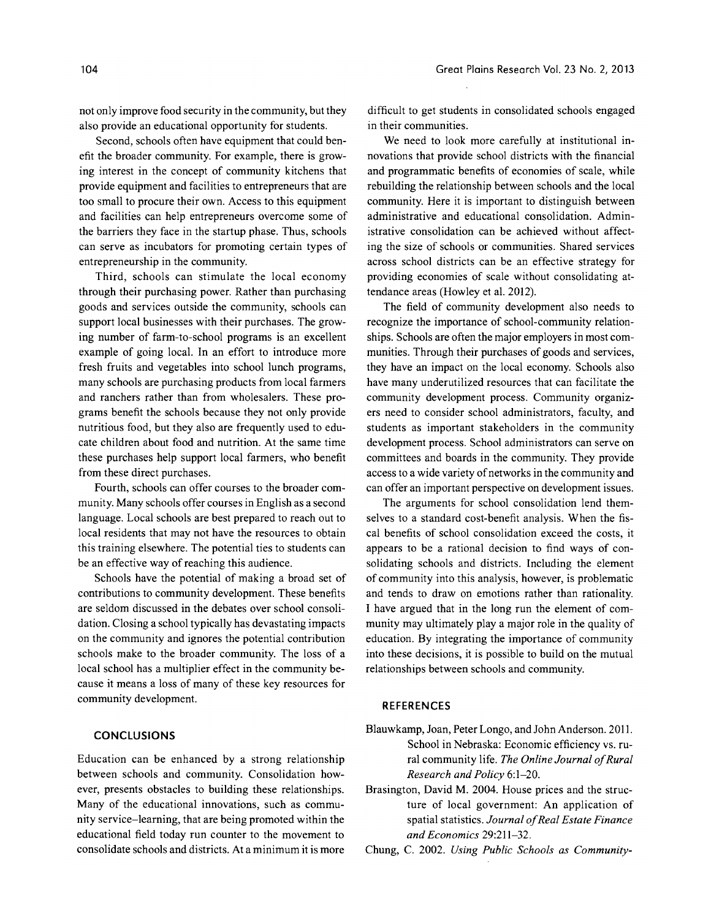not only improve food security in the community, but they also provide an educational opportunity for students.

Second, schools often have equipment that could benefit the broader community. For example, there is growing interest in the concept of community kitchens that provide equipment and facilities to entrepreneurs that are too small to procure their own. Access to this equipment and facilities can help entrepreneurs overcome some of the barriers they face in the startup phase. Thus, schools can serve as incubators for promoting certain types of entrepreneurship in the community.

Third, schools can stimulate the local economy through their purchasing power. Rather than purchasing goods and services outside the community, schools can support local businesses with their purchases. The growing number of farm-to-school programs is an excellent example of going local. In an effort to introduce more fresh fruits and vegetables into school lunch programs, many schools are purchasing products from local farmers and ranchers rather than from wholesalers. These programs benefit the schools because they not only provide nutritious food, but they also are frequently used to educate children about food and nutrition. At the same time these purchases help support local farmers, who benefit from these direct purchases.

Fourth, schools can offer courses to the broader community. Many schools offer courses in English as a second language. Local schools are best prepared to reach out to local residents that may not have the resources to obtain this training elsewhere. The potential ties to students can be an effective way of reaching this audience.

Schools have the potential of making a broad set of contributions to community development. These benefits are seldom discussed in the debates over school consolidation. Closing a school typically has devastating impacts on the community and ignores the potential contribution schools make to the broader community. The loss of a local school has a multiplier effect in the community because it means a loss of many of these key resources for community development.

## CONCLUSIONS

Education can be enhanced by a strong relationship between schools and community. Consolidation however, presents obstacles to building these relationships. Many of the educational innovations, such as community service–learning, that are being promoted within the educational field today run counter to the movement to consolidate schools and districts. At a minimum it is more difficult to get students in consolidated schools engaged in their communities.

We need to look more carefully at institutional innovations that provide school districts with the financial and programmatic benefits of economies of scale, while rebuilding the relationship between schools and the local community. Here it is important to distinguish between administrative and educational consolidation. Administrative consolidation can be achieved without affecting the size of schools or communities. Shared services across school districts can be an effective strategy for providing economies of scale without consolidating attendance areas (Howley et al. 2012).

The field of community development also needs to recognize the importance of school-community relationships. Schools are often the major employers in most communities. Through their purchases of goods and services, they have an impact on the local economy. Schools also have many underutilized resources that can facilitate the community development process. Community organizers need to consider school administrators, faculty, and students as important stakeholders in the community development process. School administrators can serve on committees and boards in the community. They provide access to a wide variety of networks in the community and can offer an important perspective on development issues.

The arguments for school consolidation lend themselves to a standard cost-benefit analysis. When the fiscal benefits of school consolidation exceed the costs, it appears to be a rational decision to find ways of consolidating schools and districts. Including the element of community into this analysis, however, is problematic and tends to draw on emotions rather than rationality. I have argued that in the long run the element of community may ultimately play a major role in the quality of education. By integrating the importance of community into these decisions, it is possible to build on the mutual relationships between schools and community.

## REFERENCES

Blauwkamp, Joan, Peter Longo, and John Anderson. 2011. School in Nebraska: Economic efficiency vs. rural community life. *The Online Journal of Rural Research and Policy* 6:1–20.

Brasington, David M. 2004. House prices and the structure of local government: An application of spatial statistics. *Journal of Real Estate Finance and Economics* 29:211–32.

Chung, C. 2002. *Using Public Schools as Community-*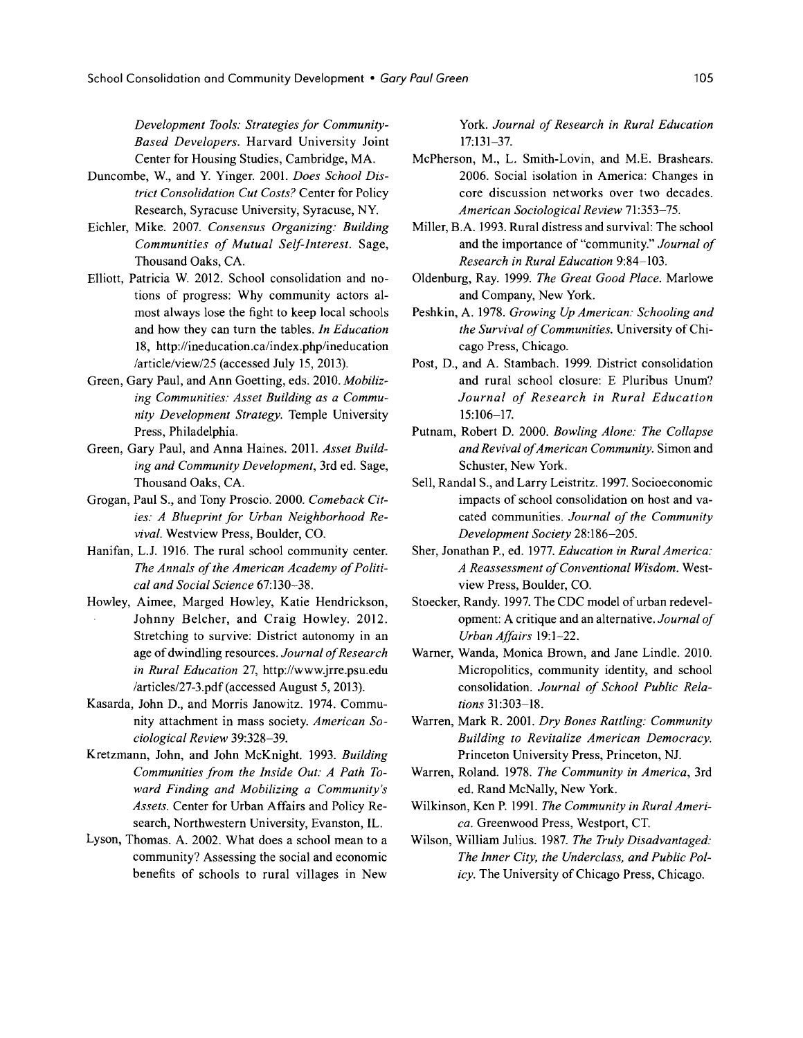*Development Tools: Strategies for Community-Based Developers*. Harvard University Joint Center for Housing Studies, Cambridge, MA.

Duncombe, W., and Y. Yinger. 2001. *Does School District Consolidation Cut Costs?* Center for Policy Research, Syracuse University, Syracuse, NY.

Eichler, Mike. 2007. *Consensus Organizing: Building Communities of Mutual Self-Interest*. Sage, Thousand Oaks, CA.

Elliott, Patricia W. 2012. School consolidation and notions of progress: Why community actors almost always lose the fight to keep local schools and how they can turn the tables. *In Education* 18, http://ineducation.ca/index.php/ineducation/article/view/25 (accessed July 15, 2013).

Green, Gary Paul, and Ann Goetting, eds. 2010. *Mobilizing Communities: Asset Building as a Community Development Strategy*. Temple University Press, Philadelphia.

Green, Gary Paul, and Anna Haines. 2011. *Asset Building and Community Development*, 3rd ed. Sage, Thousand Oaks, CA.

Grogan, Paul S., and Tony Proscio. 2000. *Comeback Cities: A Blueprint for Urban Neighborhood Revival*. Westview Press, Boulder, CO.

Hanifan, L.J. 1916. The rural school community center. *The Annals of the American Academy of Political and Social Science* 67:130–38.

Howley, Aimee, Marged Howley, Katie Hendrickson, Johnny Belcher, and Craig Howley. 2012. Stretching to survive: District autonomy in an age of dwindling resources. *Journal of Research in Rural Education* 27, http://www.jrre.psu.edu/articles/27-3.pdf (accessed August 5, 2013).

Kasarda, John D., and Morris Janowitz. 1974. Community attachment in mass society. *American Sociological Review* 39:328–39.

Kretzmann, John, and John McKnight. 1993. *Building Communities from the Inside Out: A Path Toward Finding and Mobilizing a Community's Assets*. Center for Urban Affairs and Policy Research, Northwestern University, Evanston, IL.

Lyson, Thomas. A. 2002. What does a school mean to a community? Assessing the social and economic benefits of schools to rural villages in New York. *Journal of Research in Rural Education* 17:131–37.

McPherson, M., L. Smith-Lovin, and M.E. Brashears. 2006. Social isolation in America: Changes in core discussion networks over two decades. *American Sociological Review* 71:353–75.

Miller, B.A. 1993. Rural distress and survival: The school and the importance of "community." *Journal of Research in Rural Education* 9:84–103.

Oldenburg, Ray. 1999. *The Great Good Place*. Marlowe and Company, New York.

Peshkin, A. 1978. *Growing Up American: Schooling and the Survival of Communities*. University of Chicago Press, Chicago.

Post, D., and A. Stambach. 1999. District consolidation and rural school closure: E Pluribus Unum? *Journal of Research in Rural Education* 15:106–17.

Putnam, Robert D. 2000. *Bowling Alone: The Collapse and Revival of American Community*. Simon and Schuster, New York.

Sell, Randal S., and Larry Leistritz. 1997. Socioeconomic impacts of school consolidation on host and vacated communities. *Journal of the Community Development Society* 28:186–205.

Sher, Jonathan P., ed. 1977. *Education in Rural America: A Reassessment of Conventional Wisdom*. Westview Press, Boulder, CO.

Stoecker, Randy. 1997. The CDC model of urban redevelopment: A critique and an alternative. *Journal of Urban Affairs* 19:1–22.

Warner, Wanda, Monica Brown, and Jane Lindle. 2010. Micropolitics, community identity, and school consolidation. *Journal of School Public Relations* 31:303–18.

Warren, Mark R. 2001. *Dry Bones Rattling: Community Building to Revitalize American Democracy*. Princeton University Press, Princeton, NJ.

Warren, Roland. 1978. *The Community in America*, 3rd ed. Rand McNally, New York.

Wilkinson, Ken P. 1991. *The Community in Rural America*. Greenwood Press, Westport, CT.

Wilson, William Julius. 1987. *The Truly Disadvantaged: The Inner City, the Underclass, and Public Policy*. The University of Chicago Press, Chicago.